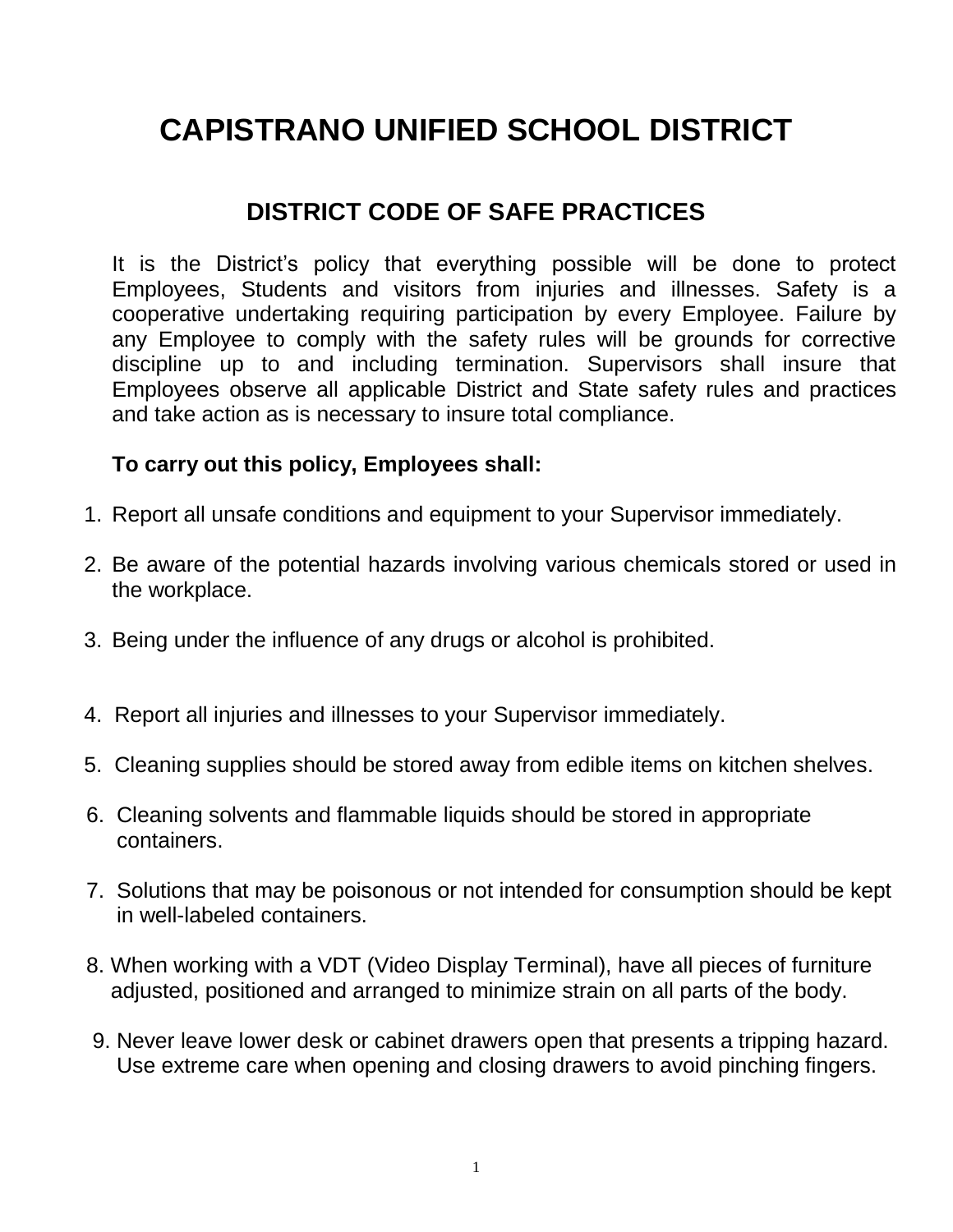# CAPISTRANO UNIFIED SCHOOL DISTRICT

## DISTRICT CODE OF SAFE PRACTICES

It is the District's policy that everything possible will be done to protect Employees, Students and visitors from injuries and illnesses. Safety is a cooperative undertaking requiring participation by every Employee. Failure by any Employee to comply with the safety rules will be grounds for corrective discipline up to and including termination. Supervisors shall insure that Employees observe all applicable District and State safety rules and practices and take action as is necessary to insure total compliance.

**To carry out this policy, Employees shall:**

1. Report all unsafe conditions and equipment to your Supervisor immediately.
2. Be aware of the potential hazards involving various chemicals stored or used in the workplace.
3. Being under the influence of any drugs or alcohol is prohibited.
4. Report all injuries and illnesses to your Supervisor immediately.
5. Cleaning supplies should be stored away from edible items on kitchen shelves.
6. Cleaning solvents and flammable liquids should be stored in appropriate containers.
7. Solutions that may be poisonous or not intended for consumption should be kept in well-labeled containers.
8. When working with a VDT (Video Display Terminal), have all pieces of furniture adjusted, positioned and arranged to minimize strain on all parts of the body.
9. Never leave lower desk or cabinet drawers open that presents a tripping hazard. Use extreme care when opening and closing drawers to avoid pinching fingers.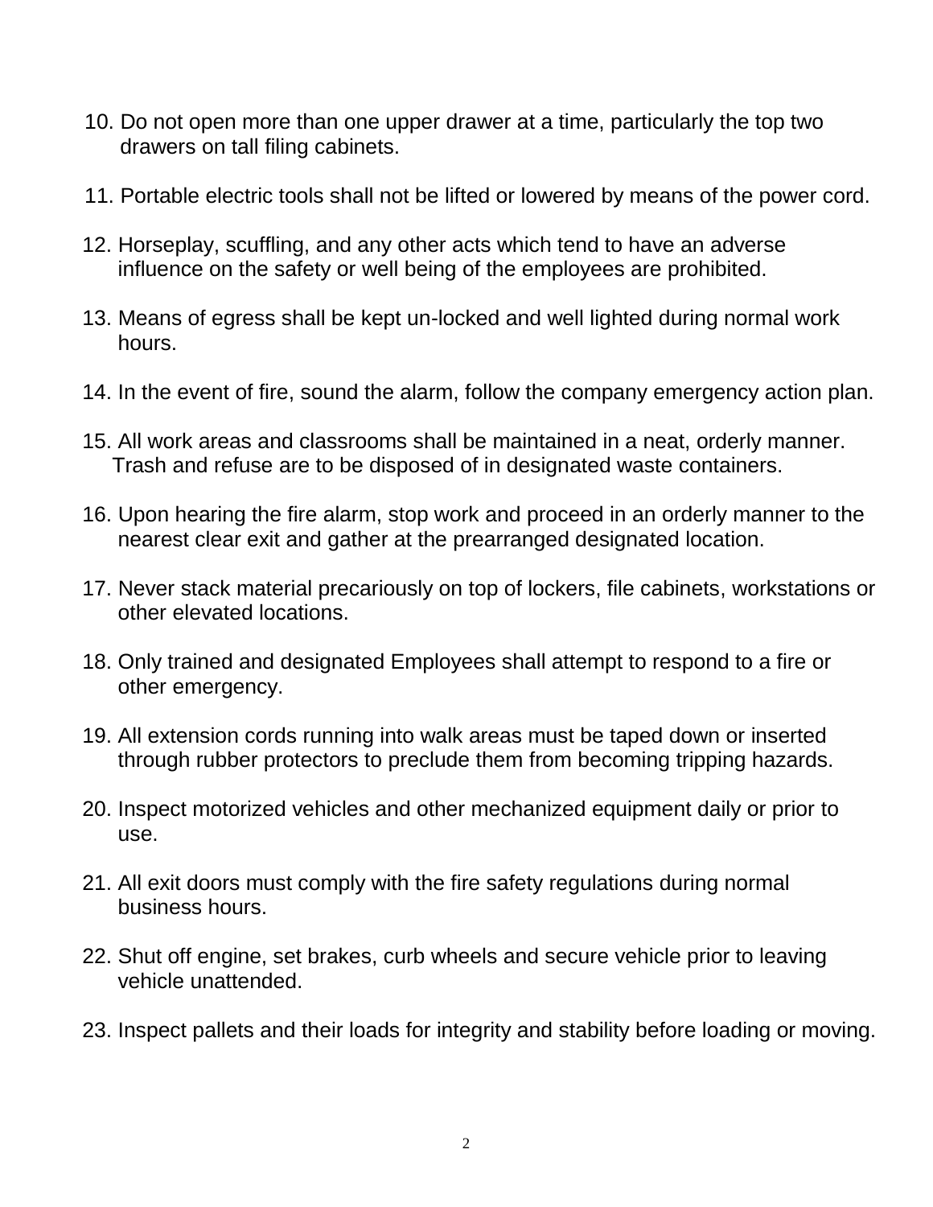10. Do not open more than one upper drawer at a time, particularly the top two drawers on tall filing cabinets.

11. Portable electric tools shall not be lifted or lowered by means of the power cord.

12. Horseplay, scuffling, and any other acts which tend to have an adverse influence on the safety or well being of the employees are prohibited.

13. Means of egress shall be kept un-locked and well lighted during normal work hours.

14. In the event of fire, sound the alarm, follow the company emergency action plan.

15. All work areas and classrooms shall be maintained in a neat, orderly manner. Trash and refuse are to be disposed of in designated waste containers.

16. Upon hearing the fire alarm, stop work and proceed in an orderly manner to the nearest clear exit and gather at the prearranged designated location.

17. Never stack material precariously on top of lockers, file cabinets, workstations or other elevated locations.

18. Only trained and designated Employees shall attempt to respond to a fire or other emergency.

19. All extension cords running into walk areas must be taped down or inserted through rubber protectors to preclude them from becoming tripping hazards.

20. Inspect motorized vehicles and other mechanized equipment daily or prior to use.

21. All exit doors must comply with the fire safety regulations during normal business hours.

22. Shut off engine, set brakes, curb wheels and secure vehicle prior to leaving vehicle unattended.

23. Inspect pallets and their loads for integrity and stability before loading or moving.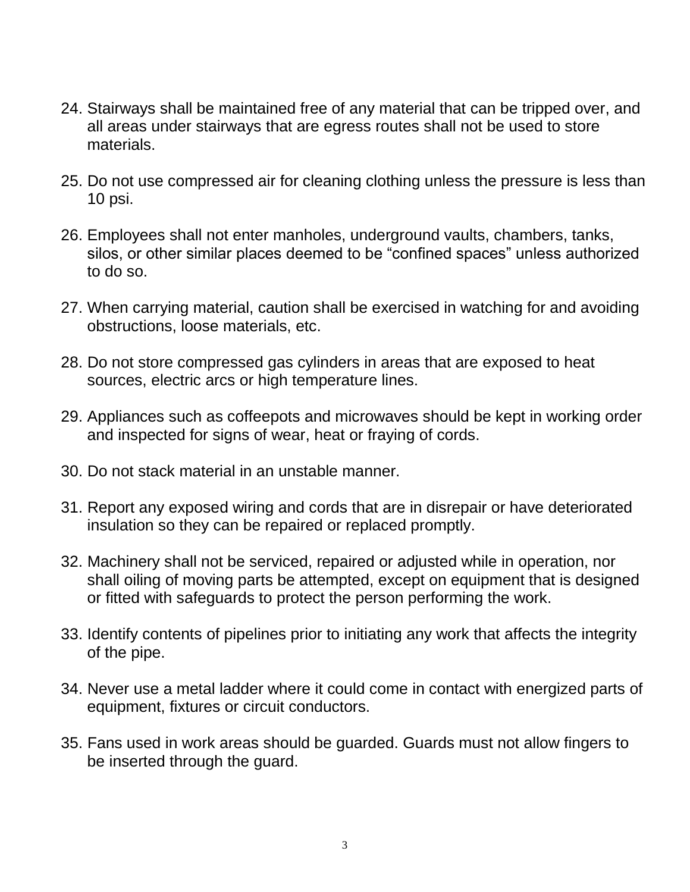24. Stairways shall be maintained free of any material that can be tripped over, and all areas under stairways that are egress routes shall not be used to store materials.

25. Do not use compressed air for cleaning clothing unless the pressure is less than 10 psi.

26. Employees shall not enter manholes, underground vaults, chambers, tanks, silos, or other similar places deemed to be "confined spaces" unless authorized to do so.

27. When carrying material, caution shall be exercised in watching for and avoiding obstructions, loose materials, etc.

28. Do not store compressed gas cylinders in areas that are exposed to heat sources, electric arcs or high temperature lines.

29. Appliances such as coffeepots and microwaves should be kept in working order and inspected for signs of wear, heat or fraying of cords.

30. Do not stack material in an unstable manner.

31. Report any exposed wiring and cords that are in disrepair or have deteriorated insulation so they can be repaired or replaced promptly.

32. Machinery shall not be serviced, repaired or adjusted while in operation, nor shall oiling of moving parts be attempted, except on equipment that is designed or fitted with safeguards to protect the person performing the work.

33. Identify contents of pipelines prior to initiating any work that affects the integrity of the pipe.

34. Never use a metal ladder where it could come in contact with energized parts of equipment, fixtures or circuit conductors.

35. Fans used in work areas should be guarded. Guards must not allow fingers to be inserted through the guard.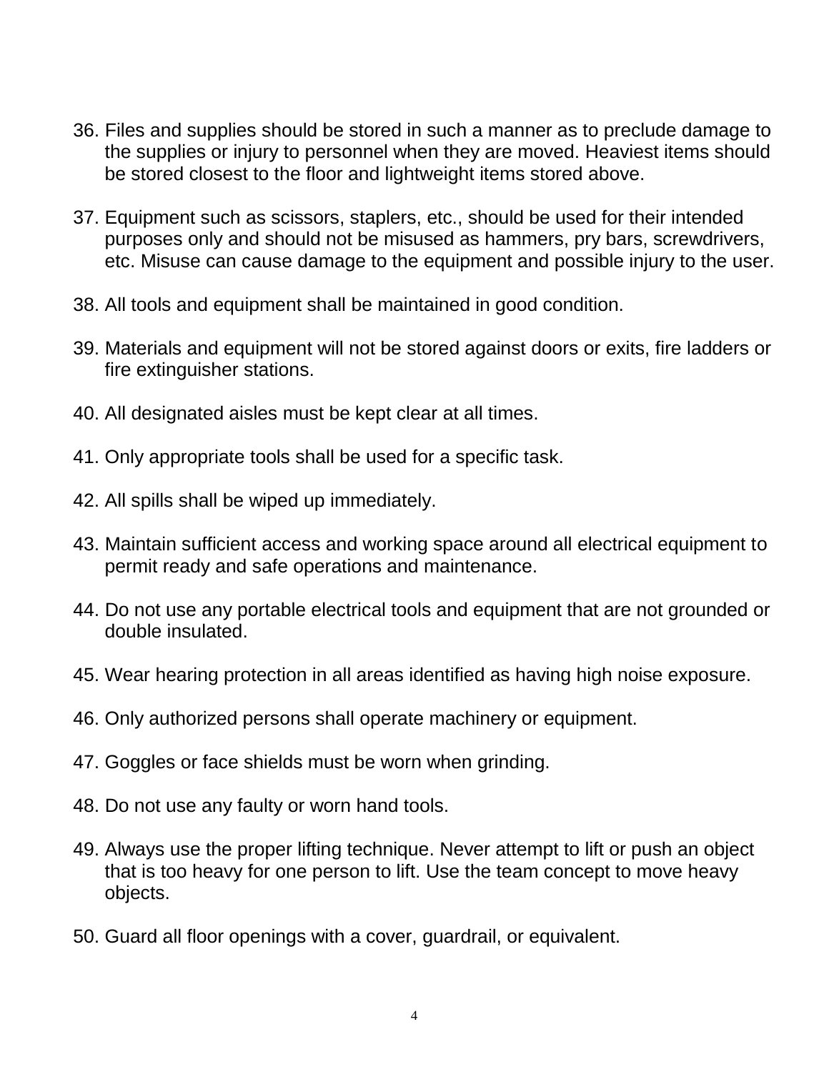36. Files and supplies should be stored in such a manner as to preclude damage to the supplies or injury to personnel when they are moved. Heaviest items should be stored closest to the floor and lightweight items stored above.

37. Equipment such as scissors, staplers, etc., should be used for their intended purposes only and should not be misused as hammers, pry bars, screwdrivers, etc. Misuse can cause damage to the equipment and possible injury to the user.

38. All tools and equipment shall be maintained in good condition.

39. Materials and equipment will not be stored against doors or exits, fire ladders or fire extinguisher stations.

40. All designated aisles must be kept clear at all times.

41. Only appropriate tools shall be used for a specific task.

42. All spills shall be wiped up immediately.

43. Maintain sufficient access and working space around all electrical equipment to permit ready and safe operations and maintenance.

44. Do not use any portable electrical tools and equipment that are not grounded or double insulated.

45. Wear hearing protection in all areas identified as having high noise exposure.

46. Only authorized persons shall operate machinery or equipment.

47. Goggles or face shields must be worn when grinding.

48. Do not use any faulty or worn hand tools.

49. Always use the proper lifting technique. Never attempt to lift or push an object that is too heavy for one person to lift. Use the team concept to move heavy objects.

50. Guard all floor openings with a cover, guardrail, or equivalent.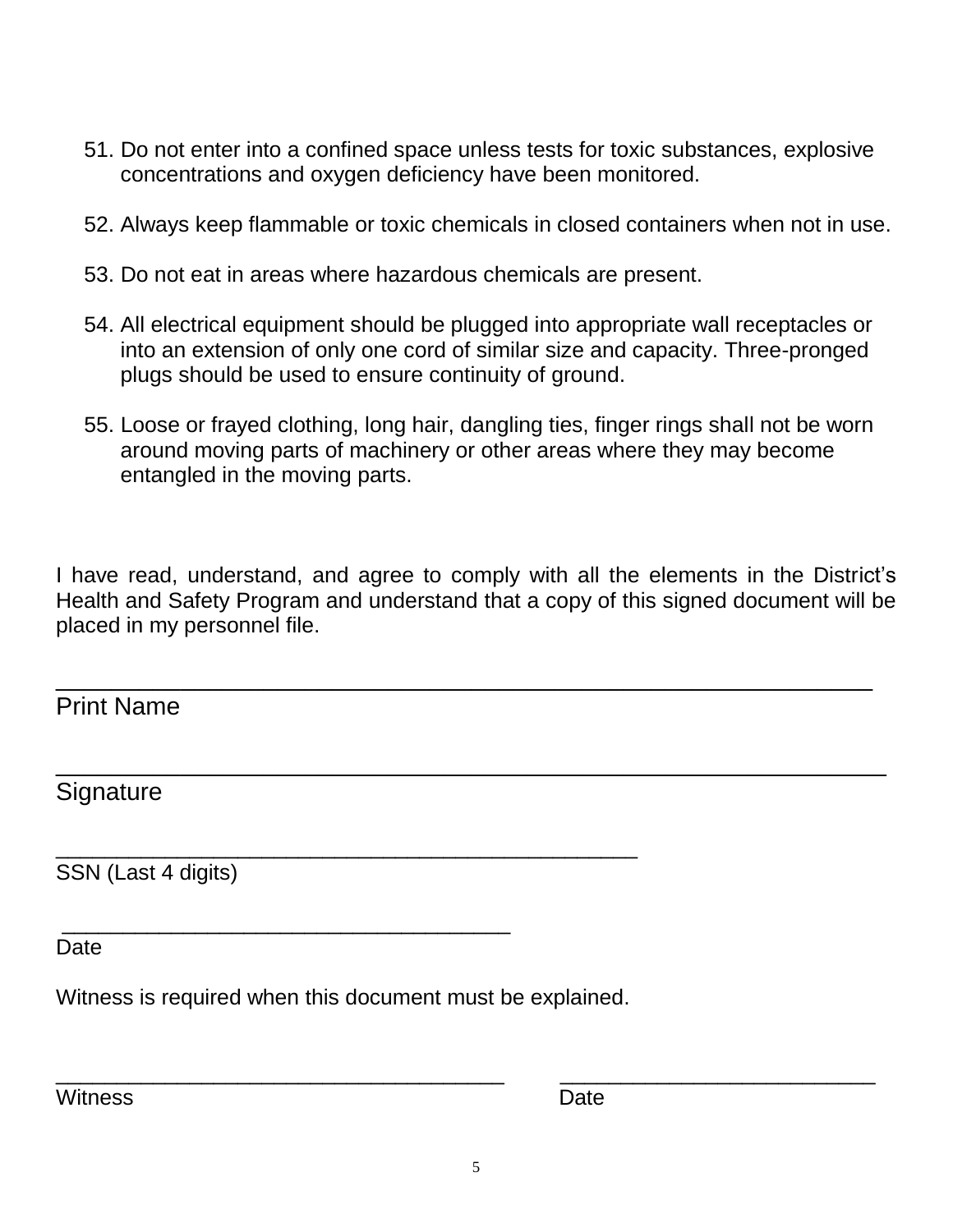51. Do not enter into a confined space unless tests for toxic substances, explosive concentrations and oxygen deficiency have been monitored.

52. Always keep flammable or toxic chemicals in closed containers when not in use.

53. Do not eat in areas where hazardous chemicals are present.

54. All electrical equipment should be plugged into appropriate wall receptacles or into an extension of only one cord of similar size and capacity. Three-pronged plugs should be used to ensure continuity of ground.

55. Loose or frayed clothing, long hair, dangling ties, finger rings shall not be worn around moving parts of machinery or other areas where they may become entangled in the moving parts.

I have read, understand, and agree to comply with all the elements in the District's Health and Safety Program and understand that a copy of this signed document will be placed in my personnel file.

______________________________________________________
Print Name

______________________________________________________
Signature

______________________________________
SSN (Last 4 digits)

______________________________
Date

Witness is required when this document must be explained.

______________________________ ______________________
Witness Date